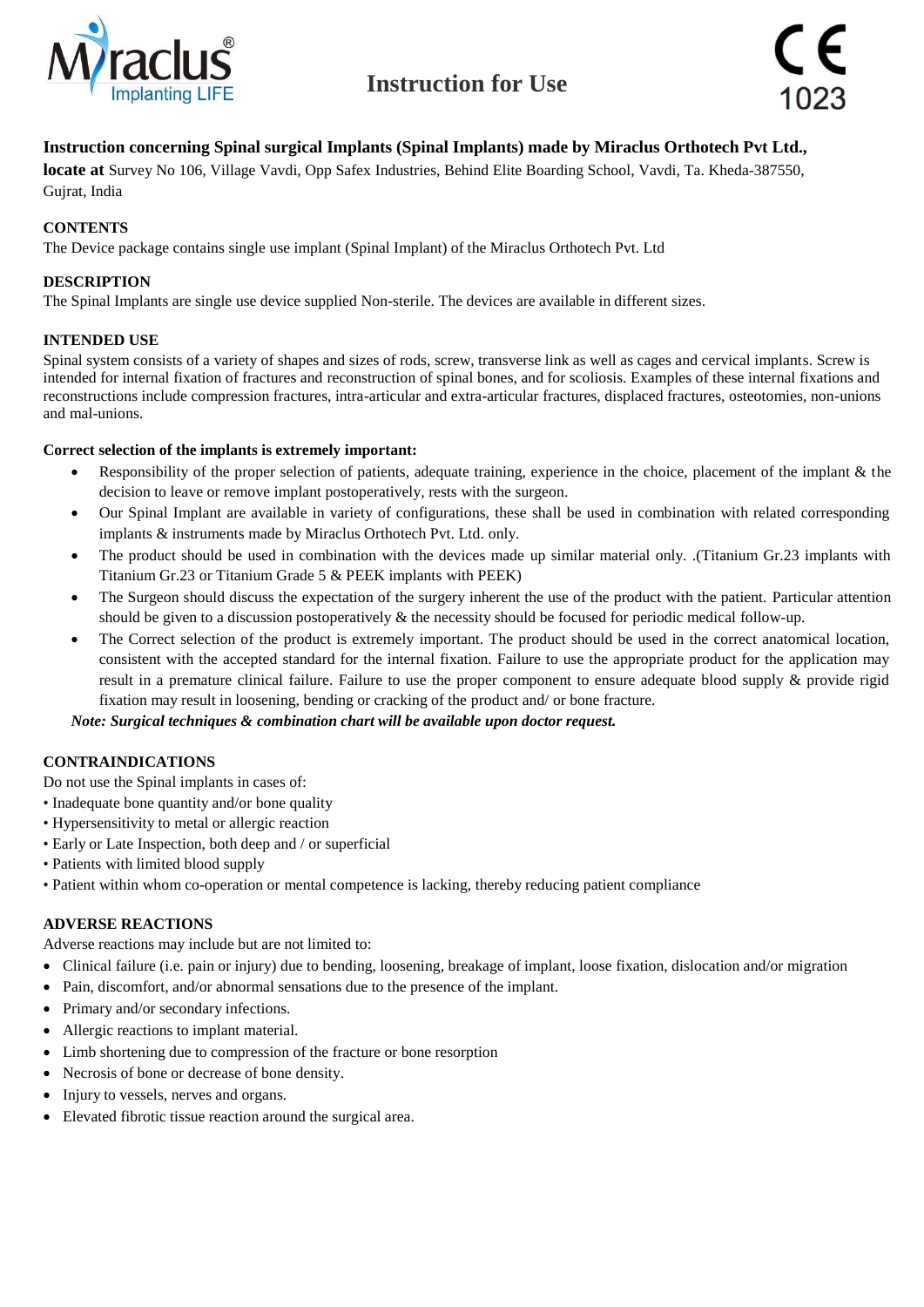# Instruction for Use

**Instruction concerning Spinal surgical Implants (Spinal Implants) made by Miraclus Orthotech Pvt Ltd., locate at** Survey No 106, Village Vavdi, Opp Safex Industries, Behind Elite Boarding School, Vavdi, Ta. Kheda-387550, Gujrat, India

**CONTENTS**

The Device package contains single use implant (Spinal Implant) of the Miraclus Orthotech Pvt. Ltd

**DESCRIPTION**

The Spinal Implants are single use device supplied Non-sterile. The devices are available in different sizes.

**INTENDED USE**

Spinal system consists of a variety of shapes and sizes of rods, screw, transverse link as well as cages and cervical implants. Screw is intended for internal fixation of fractures and reconstruction of spinal bones, and for scoliosis. Examples of these internal fixations and reconstructions include compression fractures, intra-articular and extra-articular fractures, displaced fractures, osteotomies, non-unions and mal-unions.

**Correct selection of the implants is extremely important:**

- Responsibility of the proper selection of patients, adequate training, experience in the choice, placement of the implant & the decision to leave or remove implant postoperatively, rests with the surgeon.
- Our Spinal Implant are available in variety of configurations, these shall be used in combination with related corresponding implants & instruments made by Miraclus Orthotech Pvt. Ltd. only.
- The product should be used in combination with the devices made up similar material only. .(Titanium Gr.23 implants with Titanium Gr.23 or Titanium Grade 5 & PEEK implants with PEEK)
- The Surgeon should discuss the expectation of the surgery inherent the use of the product with the patient. Particular attention should be given to a discussion postoperatively & the necessity should be focused for periodic medical follow-up.
- The Correct selection of the product is extremely important. The product should be used in the correct anatomical location, consistent with the accepted standard for the internal fixation. Failure to use the appropriate product for the application may result in a premature clinical failure. Failure to use the proper component to ensure adequate blood supply & provide rigid fixation may result in loosening, bending or cracking of the product and/ or bone fracture.

***Note: Surgical techniques & combination chart will be available upon doctor request.***

**CONTRAINDICATIONS**

Do not use the Spinal implants in cases of:

- Inadequate bone quantity and/or bone quality
- Hypersensitivity to metal or allergic reaction
- Early or Late Inspection, both deep and / or superficial
- Patients with limited blood supply
- Patient within whom co-operation or mental competence is lacking, thereby reducing patient compliance

**ADVERSE REACTIONS**

Adverse reactions may include but are not limited to:

- Clinical failure (i.e. pain or injury) due to bending, loosening, breakage of implant, loose fixation, dislocation and/or migration
- Pain, discomfort, and/or abnormal sensations due to the presence of the implant.
- Primary and/or secondary infections.
- Allergic reactions to implant material.
- Limb shortening due to compression of the fracture or bone resorption
- Necrosis of bone or decrease of bone density.
- Injury to vessels, nerves and organs.
- Elevated fibrotic tissue reaction around the surgical area.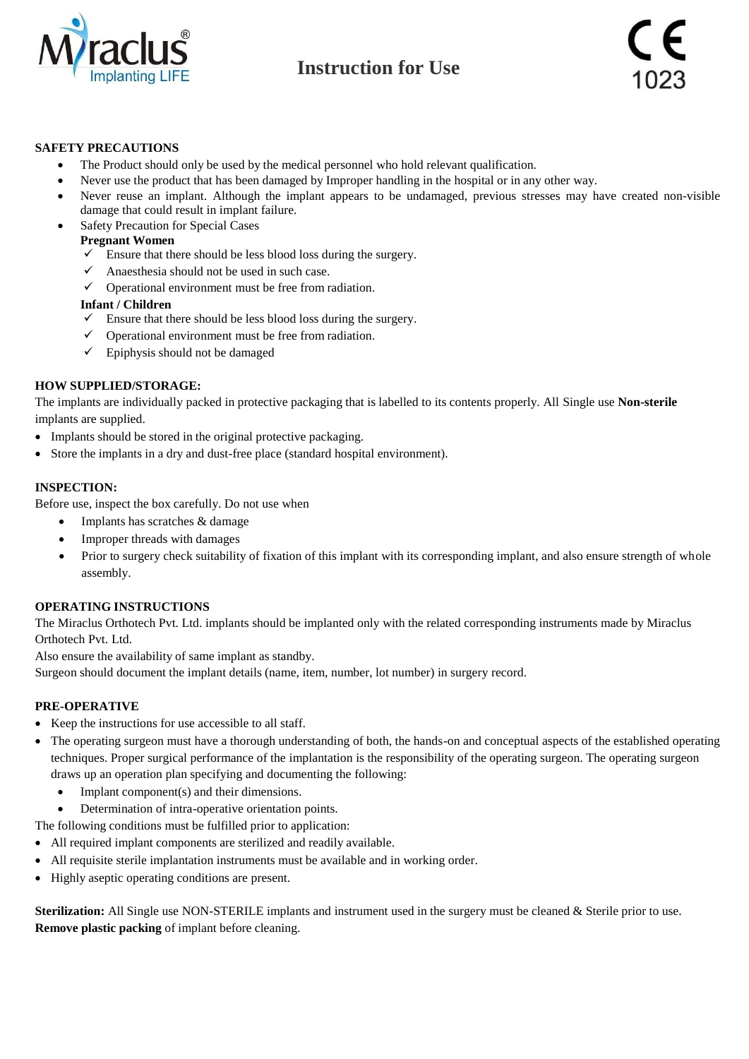# Instruction for Use

## SAFETY PRECAUTIONS

- The Product should only be used by the medical personnel who hold relevant qualification.
- Never use the product that has been damaged by Improper handling in the hospital or in any other way.
- Never reuse an implant. Although the implant appears to be undamaged, previous stresses may have created non-visible damage that could result in implant failure.
- Safety Precaution for Special Cases

  **Pregnant Women**
  - ✓ Ensure that there should be less blood loss during the surgery.
  - ✓ Anaesthesia should not be used in such case.
  - ✓ Operational environment must be free from radiation.

  **Infant / Children**
  - ✓ Ensure that there should be less blood loss during the surgery.
  - ✓ Operational environment must be free from radiation.
  - ✓ Epiphysis should not be damaged

## HOW SUPPLIED/STORAGE:

The implants are individually packed in protective packaging that is labelled to its contents properly. All Single use **Non-sterile** implants are supplied.

- Implants should be stored in the original protective packaging.
- Store the implants in a dry and dust-free place (standard hospital environment).

## INSPECTION:

Before use, inspect the box carefully. Do not use when

- Implants has scratches & damage
- Improper threads with damages
- Prior to surgery check suitability of fixation of this implant with its corresponding implant, and also ensure strength of whole assembly.

## OPERATING INSTRUCTIONS

The Miraclus Orthotech Pvt. Ltd. implants should be implanted only with the related corresponding instruments made by Miraclus Orthotech Pvt. Ltd.

Also ensure the availability of same implant as standby.

Surgeon should document the implant details (name, item, number, lot number) in surgery record.

## PRE-OPERATIVE

- Keep the instructions for use accessible to all staff.
- The operating surgeon must have a thorough understanding of both, the hands-on and conceptual aspects of the established operating techniques. Proper surgical performance of the implantation is the responsibility of the operating surgeon. The operating surgeon draws up an operation plan specifying and documenting the following:
  - Implant component(s) and their dimensions.
  - Determination of intra-operative orientation points.

The following conditions must be fulfilled prior to application:

- All required implant components are sterilized and readily available.
- All requisite sterile implantation instruments must be available and in working order.
- Highly aseptic operating conditions are present.

**Sterilization:** All Single use NON-STERILE implants and instrument used in the surgery must be cleaned & Sterile prior to use. **Remove plastic packing** of implant before cleaning.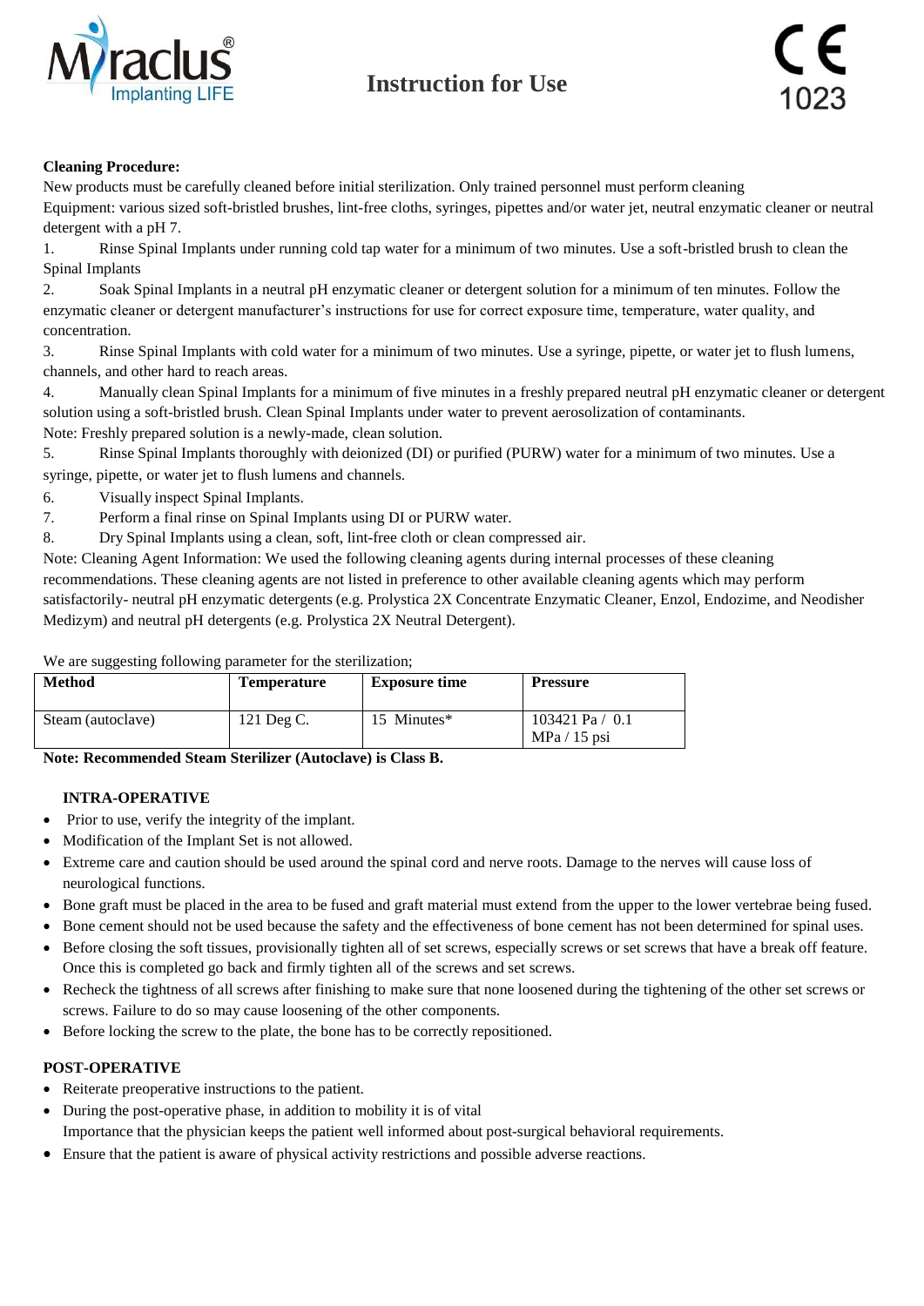**Cleaning Procedure:**

New products must be carefully cleaned before initial sterilization. Only trained personnel must perform cleaning

Equipment: various sized soft-bristled brushes, lint-free cloths, syringes, pipettes and/or water jet, neutral enzymatic cleaner or neutral detergent with a pH 7.

1. Rinse Spinal Implants under running cold tap water for a minimum of two minutes. Use a soft-bristled brush to clean the Spinal Implants
2. Soak Spinal Implants in a neutral pH enzymatic cleaner or detergent solution for a minimum of ten minutes. Follow the enzymatic cleaner or detergent manufacturer's instructions for use for correct exposure time, temperature, water quality, and concentration.
3. Rinse Spinal Implants with cold water for a minimum of two minutes. Use a syringe, pipette, or water jet to flush lumens, channels, and other hard to reach areas.
4. Manually clean Spinal Implants for a minimum of five minutes in a freshly prepared neutral pH enzymatic cleaner or detergent solution using a soft-bristled brush. Clean Spinal Implants under water to prevent aerosolization of contaminants.

Note: Freshly prepared solution is a newly-made, clean solution.

5. Rinse Spinal Implants thoroughly with deionized (DI) or purified (PURW) water for a minimum of two minutes. Use a syringe, pipette, or water jet to flush lumens and channels.
6. Visually inspect Spinal Implants.
7. Perform a final rinse on Spinal Implants using DI or PURW water.
8. Dry Spinal Implants using a clean, soft, lint-free cloth or clean compressed air.

Note: Cleaning Agent Information: We used the following cleaning agents during internal processes of these cleaning recommendations. These cleaning agents are not listed in preference to other available cleaning agents which may perform satisfactorily- neutral pH enzymatic detergents (e.g. Prolystica 2X Concentrate Enzymatic Cleaner, Enzol, Endozime, and Neodisher Medizym) and neutral pH detergents (e.g. Prolystica 2X Neutral Detergent).

We are suggesting following parameter for the sterilization;

| Method | Temperature | Exposure time | Pressure |
|---|---|---|---|
| Steam (autoclave) | 121 Deg C. | 15 Minutes* | 103421 Pa / 0.1 MPa / 15 psi |

**Note: Recommended Steam Sterilizer (Autoclave) is Class B.**

**INTRA-OPERATIVE**

- Prior to use, verify the integrity of the implant.
- Modification of the Implant Set is not allowed.
- Extreme care and caution should be used around the spinal cord and nerve roots. Damage to the nerves will cause loss of neurological functions.
- Bone graft must be placed in the area to be fused and graft material must extend from the upper to the lower vertebrae being fused.
- Bone cement should not be used because the safety and the effectiveness of bone cement has not been determined for spinal uses.
- Before closing the soft tissues, provisionally tighten all of set screws, especially screws or set screws that have a break off feature. Once this is completed go back and firmly tighten all of the screws and set screws.
- Recheck the tightness of all screws after finishing to make sure that none loosened during the tightening of the other set screws or screws. Failure to do so may cause loosening of the other components.
- Before locking the screw to the plate, the bone has to be correctly repositioned.

**POST-OPERATIVE**

- Reiterate preoperative instructions to the patient.
- During the post-operative phase, in addition to mobility it is of vital Importance that the physician keeps the patient well informed about post-surgical behavioral requirements.
- Ensure that the patient is aware of physical activity restrictions and possible adverse reactions.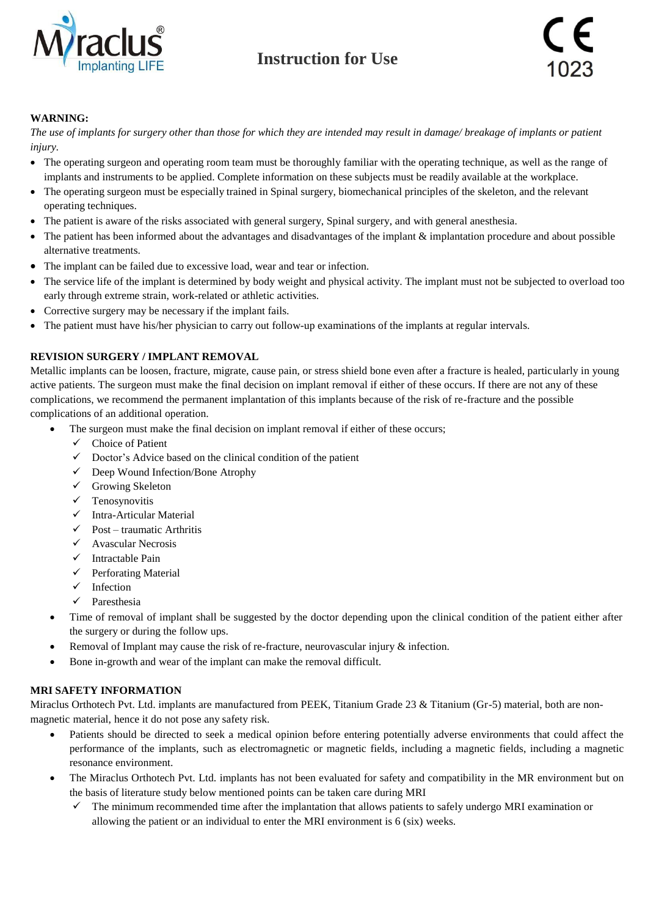# Instruction for Use

**WARNING:**

*The use of implants for surgery other than those for which they are intended may result in damage/ breakage of implants or patient injury.*

- The operating surgeon and operating room team must be thoroughly familiar with the operating technique, as well as the range of implants and instruments to be applied. Complete information on these subjects must be readily available at the workplace.
- The operating surgeon must be especially trained in Spinal surgery, biomechanical principles of the skeleton, and the relevant operating techniques.
- The patient is aware of the risks associated with general surgery, Spinal surgery, and with general anesthesia.
- The patient has been informed about the advantages and disadvantages of the implant & implantation procedure and about possible alternative treatments.
- The implant can be failed due to excessive load, wear and tear or infection.
- The service life of the implant is determined by body weight and physical activity. The implant must not be subjected to overload too early through extreme strain, work-related or athletic activities.
- Corrective surgery may be necessary if the implant fails.
- The patient must have his/her physician to carry out follow-up examinations of the implants at regular intervals.

**REVISION SURGERY / IMPLANT REMOVAL**

Metallic implants can be loosen, fracture, migrate, cause pain, or stress shield bone even after a fracture is healed, particularly in young active patients. The surgeon must make the final decision on implant removal if either of these occurs. If there are not any of these complications, we recommend the permanent implantation of this implants because of the risk of re-fracture and the possible complications of an additional operation.

- The surgeon must make the final decision on implant removal if either of these occurs;
  - ✓ Choice of Patient
  - ✓ Doctor's Advice based on the clinical condition of the patient
  - ✓ Deep Wound Infection/Bone Atrophy
  - ✓ Growing Skeleton
  - ✓ Tenosynovitis
  - ✓ Intra-Articular Material
  - ✓ Post – traumatic Arthritis
  - ✓ Avascular Necrosis
  - ✓ Intractable Pain
  - ✓ Perforating Material
  - ✓ Infection
  - ✓ Paresthesia
- Time of removal of implant shall be suggested by the doctor depending upon the clinical condition of the patient either after the surgery or during the follow ups.
- Removal of Implant may cause the risk of re-fracture, neurovascular injury & infection.
- Bone in-growth and wear of the implant can make the removal difficult.

**MRI SAFETY INFORMATION**

Miraclus Orthotech Pvt. Ltd. implants are manufactured from PEEK, Titanium Grade 23 & Titanium (Gr-5) material, both are non-magnetic material, hence it do not pose any safety risk.

- Patients should be directed to seek a medical opinion before entering potentially adverse environments that could affect the performance of the implants, such as electromagnetic or magnetic fields, including a magnetic fields, including a magnetic resonance environment.
- The Miraclus Orthotech Pvt. Ltd. implants has not been evaluated for safety and compatibility in the MR environment but on the basis of literature study below mentioned points can be taken care during MRI
  - ✓ The minimum recommended time after the implantation that allows patients to safely undergo MRI examination or allowing the patient or an individual to enter the MRI environment is 6 (six) weeks.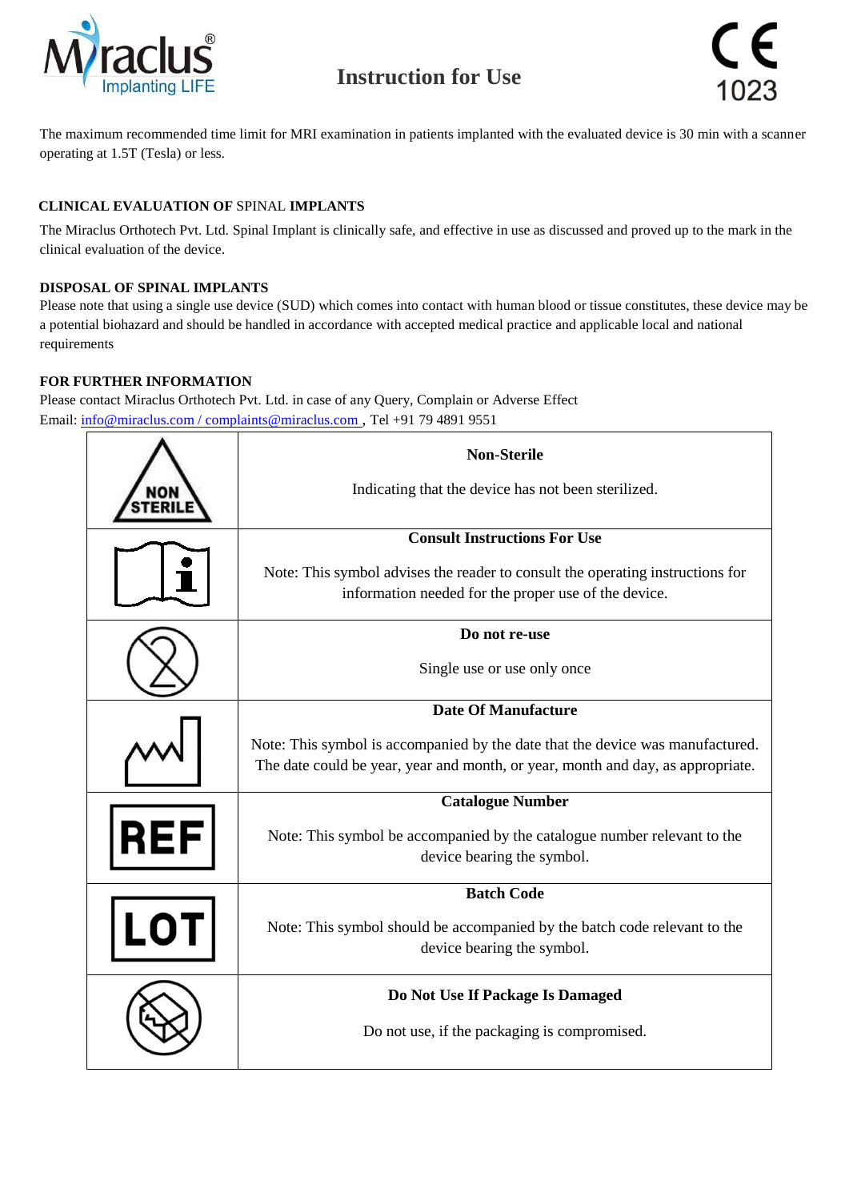The maximum recommended time limit for MRI examination in patients implanted with the evaluated device is 30 min with a scanner operating at 1.5T (Tesla) or less.

**CLINICAL EVALUATION OF** SPINAL **IMPLANTS**

The Miraclus Orthotech Pvt. Ltd. Spinal Implant is clinically safe, and effective in use as discussed and proved up to the mark in the clinical evaluation of the device.

**DISPOSAL OF SPINAL IMPLANTS**

Please note that using a single use device (SUD) which comes into contact with human blood or tissue constitutes, these device may be a potential biohazard and should be handled in accordance with accepted medical practice and applicable local and national requirements

**FOR FURTHER INFORMATION**

Please contact Miraclus Orthotech Pvt. Ltd. in case of any Query, Complain or Adverse Effect

Email: info@miraclus.com / complaints@miraclus.com , Tel +91 79 4891 9551

| Symbol | Description |
|---|---|
| NON STERILE | **Non-Sterile**<br><br>Indicating that the device has not been sterilized. |
| | **Consult Instructions For Use**<br><br>Note: This symbol advises the reader to consult the operating instructions for information needed for the proper use of the device. |
| | **Do not re-use**<br><br>Single use or use only once |
| | **Date Of Manufacture**<br><br>Note: This symbol is accompanied by the date that the device was manufactured. The date could be year, year and month, or year, month and day, as appropriate. |
| REF | **Catalogue Number**<br><br>Note: This symbol be accompanied by the catalogue number relevant to the device bearing the symbol. |
| LOT | **Batch Code**<br><br>Note: This symbol should be accompanied by the batch code relevant to the device bearing the symbol. |
| | **Do Not Use If Package Is Damaged**<br><br>Do not use, if the packaging is compromised. |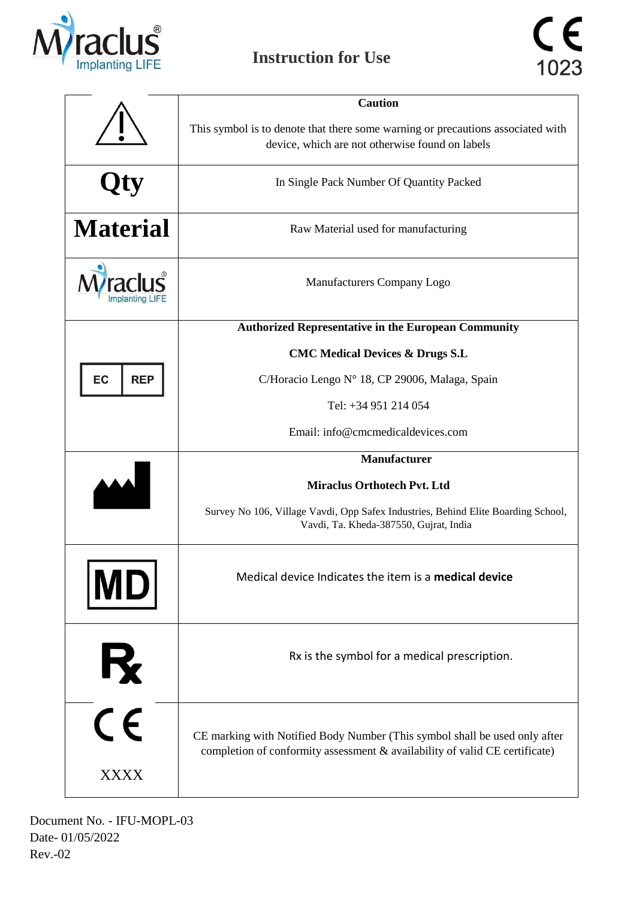# Instruction for Use

CE 1023

| | |
|---|---|
| ⚠ | **Caution**<br>This symbol is to denote that there some warning or precautions associated with device, which are not otherwise found on labels |
| **Qty** | In Single Pack Number Of Quantity Packed |
| **Material** | Raw Material used for manufacturing |
| Miraclus® Implanting LIFE | Manufacturers Company Logo |
| EC REP | **Authorized Representative in the European Community**<br>**CMC Medical Devices & Drugs S.L**<br>C/Horacio Lengo N° 18, CP 29006, Malaga, Spain<br>Tel: +34 951 214 054<br>Email: info@cmcmedicaldevices.com |
| | **Manufacturer**<br>**Miraclus Orthotech Pvt. Ltd**<br>Survey No 106, Village Vavdi, Opp Safex Industries, Behind Elite Boarding School, Vavdi, Ta. Kheda-387550, Gujrat, India |
| MD | Medical device Indicates the item is a **medical device** |
| Rx | Rx is the symbol for a medical prescription. |
| CE XXXX | CE marking with Notified Body Number (This symbol shall be used only after completion of conformity assessment & availability of valid CE certificate) |

Document No. - IFU-MOPL-03
Date- 01/05/2022
Rev.-02